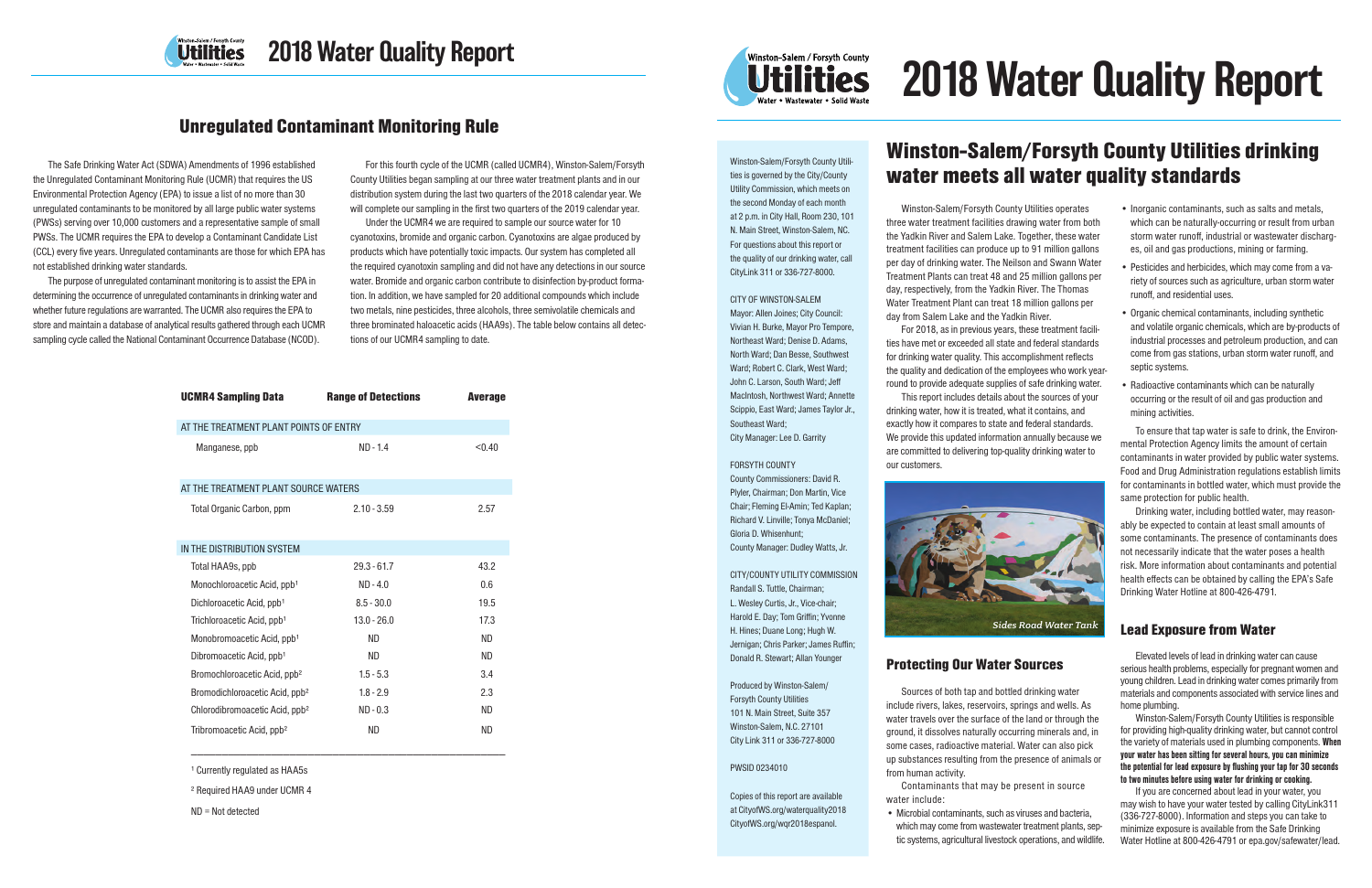# 2018 Water Quality Report

## Unregulated Contaminant Monitoring Rule

The Safe Drinking Water Act (SDWA) Amendments of 1996 established the Unregulated Contaminant Monitoring Rule (UCMR) that requires the US Environmental Protection Agency (EPA) to issue a list of no more than 30 unregulated contaminants to be monitored by all large public water systems (PWSs) serving over 10,000 customers and a representative sample of small PWSs. The UCMR requires the EPA to develop a Contaminant Candidate List (CCL) every five years. Unregulated contaminants are those for which EPA has not established drinking water standards.

The purpose of unregulated contaminant monitoring is to assist the EPA in determining the occurrence of unregulated contaminants in drinking water and whether future regulations are warranted. The UCMR also requires the EPA to store and maintain a database of analytical results gathered through each UCMR sampling cycle called the National Contaminant Occurrence Database (NCOD).

For this fourth cycle of the UCMR (called UCMR4), Winston-Salem/Forsyth County Utilities began sampling at our three water treatment plants and in our distribution system during the last two quarters of the 2018 calendar year. We will complete our sampling in the first two quarters of the 2019 calendar year.

Under the UCMR4 we are required to sample our source water for 10 cyanotoxins, bromide and organic carbon. Cyanotoxins are algae produced by products which have potentially toxic impacts. Our system has completed all the required cyanotoxin sampling and did not have any detections in our source water. Bromide and organic carbon contribute to disinfection by-product formation. In addition, we have sampled for 20 additional compounds which include two metals, nine pesticides, three alcohols, three semivolatile chemicals and three brominated haloacetic acids (HAA9s). The table below contains all detections of our UCMR4 sampling to date.

| UCMR4 Sampling Data | Range of Detections | Average |
|---|---|---|
| AT THE TREATMENT PLANT POINTS OF ENTRY | | |
| Manganese, ppb | ND - 1.4 | <0.40 |
| AT THE TREATMENT PLANT SOURCE WATERS | | |
| Total Organic Carbon, ppm | 2.10 - 3.59 | 2.57 |
| IN THE DISTRIBUTION SYSTEM | | |
| Total HAA9s, ppb | 29.3 - 61.7 | 43.2 |
| Monochloroacetic Acid, ppb[1] | ND - 4.0 | 0.6 |
| Dichloroacetic Acid, ppb[1] | 8.5 - 30.0 | 19.5 |
| Trichloroacetic Acid, ppb[1] | 13.0 - 26.0 | 17.3 |
| Monobromoacetic Acid, ppb[1] | ND | ND |
| Dibromoacetic Acid, ppb[1] | ND | ND |
| Bromochloroacetic Acid, ppb[2] | 1.5 - 5.3 | 3.4 |
| Bromodichloroacetic Acid, ppb[2] | 1.8 - 2.9 | 2.3 |
| Chlorodibromoacetic Acid, ppb[2] | ND - 0.3 | ND |
| Tribromoacetic Acid, ppb[2] | ND | ND |

[1] Currently regulated as HAA5s

[2] Required HAA9 under UCMR 4

ND = Not detected

# 2018 Water Quality Report

Winston-Salem/Forsyth County Utilities is governed by the City/County Utility Commission, which meets on the second Monday of each month at 2 p.m. in City Hall, Room 230, 101 N. Main Street, Winston-Salem, NC. For questions about this report or the quality of our drinking water, call CityLink 311 or 336-727-8000.

CITY OF WINSTON-SALEM
Mayor: Allen Joines; City Council: Vivian H. Burke, Mayor Pro Tempore, Northeast Ward; Denise D. Adams, North Ward; Dan Besse, Southwest Ward; Robert C. Clark, West Ward; John C. Larson, South Ward; Jeff MacIntosh, Northwest Ward; Annette Scippio, East Ward; James Taylor Jr., Southeast Ward;
City Manager: Lee D. Garrity

FORSYTH COUNTY
County Commissioners: David R. Plyler, Chairman; Don Martin, Vice Chair; Fleming El-Amin; Ted Kaplan; Richard V. Linville; Tonya McDaniel; Gloria D. Whisenhunt;
County Manager: Dudley Watts, Jr.

CITY/COUNTY UTILITY COMMISSION
Randall S. Tuttle, Chairman; L. Wesley Curtis, Jr., Vice-chair; Harold E. Day; Tom Griffin; Yvonne H. Hines; Duane Long; Hugh W. Jernigan; Chris Parker; James Ruffin; Donald R. Stewart; Allan Younger

Produced by Winston-Salem/Forsyth County Utilities
101 N. Main Street, Suite 357
Winston-Salem, N.C. 27101
City Link 311 or 336-727-8000

PWSID 0234010

Copies of this report are available at CityofWS.org/waterquality2018
CityofWS.org/wqr2018espanol.

## Winston-Salem/Forsyth County Utilities drinking water meets all water quality standards

Winston-Salem/Forsyth County Utilities operates three water treatment facilities drawing water from both the Yadkin River and Salem Lake. Together, these water treatment facilities can produce up to 91 million gallons per day of drinking water. The Neilson and Swann Water Treatment Plants can treat 48 and 25 million gallons per day, respectively, from the Yadkin River. The Thomas Water Treatment Plant can treat 18 million gallons per day from Salem Lake and the Yadkin River.

For 2018, as in previous years, these treatment facilities have met or exceeded all state and federal standards for drinking water quality. This accomplishment reflects the quality and dedication of the employees who work year-round to provide adequate supplies of safe drinking water.

This report includes details about the sources of your drinking water, how it is treated, what it contains, and exactly how it compares to state and federal standards. We provide this updated information annually because we are committed to delivering top-quality drinking water to our customers.

*Sides Road Water Tank*

### Protecting Our Water Sources

Sources of both tap and bottled drinking water include rivers, lakes, reservoirs, springs and wells. As water travels over the surface of the land or through the ground, it dissolves naturally occurring minerals and, in some cases, radioactive material. Water can also pick up substances resulting from the presence of animals or from human activity.

Contaminants that may be present in source water include:

- Microbial contaminants, such as viruses and bacteria, which may come from wastewater treatment plants, septic systems, agricultural livestock operations, and wildlife.
- Inorganic contaminants, such as salts and metals, which can be naturally-occurring or result from urban storm water runoff, industrial or wastewater discharges, oil and gas productions, mining or farming.
- Pesticides and herbicides, which may come from a variety of sources such as agriculture, urban storm water runoff, and residential uses.
- Organic chemical contaminants, including synthetic and volatile organic chemicals, which are by-products of industrial processes and petroleum production, and can come from gas stations, urban storm water runoff, and septic systems.
- Radioactive contaminants which can be naturally occurring or the result of oil and gas production and mining activities.

To ensure that tap water is safe to drink, the Environmental Protection Agency limits the amount of certain contaminants in water provided by public water systems. Food and Drug Administration regulations establish limits for contaminants in bottled water, which must provide the same protection for public health.

Drinking water, including bottled water, may reasonably be expected to contain at least small amounts of some contaminants. The presence of contaminants does not necessarily indicate that the water poses a health risk. More information about contaminants and potential health effects can be obtained by calling the EPA's Safe Drinking Water Hotline at 800-426-4791.

### Lead Exposure from Water

Elevated levels of lead in drinking water can cause serious health problems, especially for pregnant women and young children. Lead in drinking water comes primarily from materials and components associated with service lines and home plumbing.

Winston-Salem/Forsyth County Utilities is responsible for providing high-quality drinking water, but cannot control the variety of materials used in plumbing components. **When your water has been sitting for several hours, you can minimize the potential for lead exposure by flushing your tap for 30 seconds to two minutes before using water for drinking or cooking.**

If you are concerned about lead in your water, you may wish to have your water tested by calling CityLink311 (336-727-8000). Information and steps you can take to minimize exposure is available from the Safe Drinking Water Hotline at 800-426-4791 or epa.gov/safewater/lead.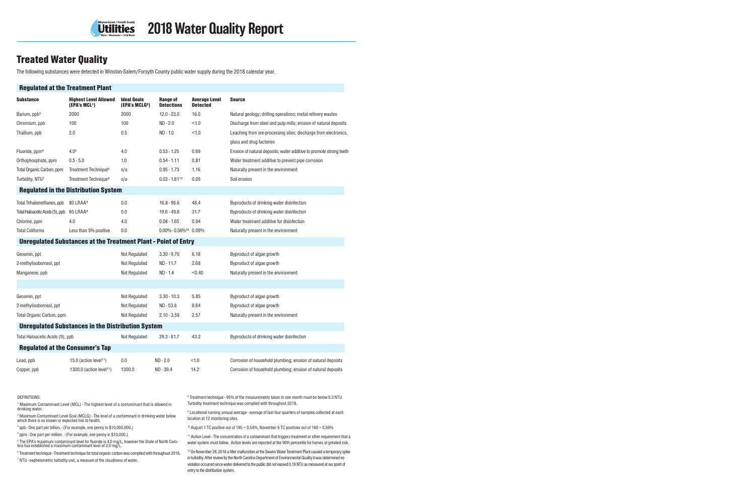# 2018 Water Quality Report

## Treated Water Quality

The following substances were detected in Winston-Salem/Forsyth County public water supply during the 2018 calendar year.

| Substance | Highest Level Allowed (EPA's MCL[1]) | Ideal Goals (EPA's MCLG[2]) | Range of Detections | Average Level Detected | Source |
|---|---|---|---|---|---|
| **Regulated at the Treatment Plant** | | | | | |
| Barium, ppb[3] | 2000 | 2000 | 12.0 - 23.0 | 16.0 | Natural geology; drilling operations; metal refinery wastes |
| Chromium, ppb | 100 | 100 | ND - 2.0 | <1.0 | Discharge from steel and pulp mills; erosion of natural deposits |
| Thallium, ppb | 2.0 | 0.5 | ND - 1.0 | <1.0 | Leaching from ore-processing sites; discharge from electronics, glass and drug factories |
| Fluoride, ppm[4] | 4.0[5] | 4.0 | 0.53 - 1.25 | 0.69 | Erosion of natural deposits; water additive to promote strong teeth |
| Orthophosphate, ppm | 0.5 - 5.0 | 1.0 | 0.54 - 1.11 | 0.81 | Water treatment additive to prevent pipe corrosion |
| Total Organic Carbon, ppm | Treatment Technique[6] | n/a | 0.95 - 1.73 | 1.16 | Naturally present in the environment |
| Turbidity, NTU[7] | Treatment Technique[8] | n/a | 0.03 - 1.81[12] | 0.05 | Soil erosion |
| **Regulated in the Distribution System** | | | | | |
| Total Trihalomethanes, ppb | 80 LRAA[9] | 0.0 | 16.8 - 96.6 | 48.4 | Byproducts of drinking water disinfection |
| Total Haloacetic Acids (5), ppb | 60 LRAA[9] | 0.0 | 19.6 - 49.6 | 31.7 | Byproducts of drinking water disinfection |
| Chlorine, ppm | 4.0 | 4.0 | 0.08 - 1.65 | 0.94 | Water treatment additive for disinfection |
| Total Coliforms | Less than 5% positive | 0.0 | 0.00% - 0.56%[10] | 0.09% | Naturally present in the environment |
| **Unregulated Substances at the Treatment Plant - Point of Entry** | | | | | |
| Geosmin, ppt | | Not Regulated | 3.30 - 9.70 | 6.18 | Byproduct of algae growth |
| 2-methylisoborneol, ppt | | Not Regulated | ND - 11.7 | 2.68 | Byproduct of algae growth |
| Manganese, ppb | | Not Regulated | ND - 1.4 | <0.40 | Naturally present in the environment |
| | | | | | |
| Geosmin, ppt | | Not Regulated | 3.30 - 10.3 | 5.85 | Byproduct of algae growth |
| 2-methylisoborneol, ppt | | Not Regulated | ND - 53.8 | 8.64 | Byproduct of algae growth |
| Total Organic Carbon, ppm | | Not Regulated | 2.10 - 3.59 | 2.57 | Naturally present in the environment |
| **Unregulated Substances in the Distribution System** | | | | | |
| Total Haloacetic Acids (9), ppb | | Not Regulated | 29.3 - 61.7 | 43.2 | Byproducts of drinking water disinfection |
| **Regulated at the Consumer's Tap** | | | | | |
| Lead, ppb | 15.0 (action level[11]) | 0.0 | ND - 2.0 | <1.0 | Corrosion of household plumbing; erosion of natural deposits |
| Copper, ppb | 1300.0 (action level[11]) | 1300.0 | ND - 39.4 | 14.2 | Corrosion of household plumbing; erosion of natural deposits |

DEFINITIONS:

[1] Maximum Contaminant Level (MCL) - The highest level of a contaminant that is allowed in drinking water.

[2] Maximum Contaminant Level Goal (MCLG) - The level of a contaminant in drinking water below which there is no known or expected risk to health.

[3] ppb - One part per billion. - (For example, one penny in $10,000,000.)

[4] ppm - One part per million. - (For example, one penny in $10,000.)

[5] The EPA's maximum contaminant level for fluoride is 4.0 mg/L, however the State of North Carolina has established a maximum contaminant level of 2.0 mg/L.

[6] Treatment technique - Treatment technique for total organic carbon was complied with throughout 2018.

[7] NTU - nephelometric turbidity unit, a measure of the cloudiness of water.

[8] Treatment technique - 95% of the measurements taken in one month must be below 0.3 NTU. Turbidity treatment technique was complied with throughout 2018.

[9] Locational running annual average - average of last four quarters of samples collected at each location at 12 monitoring sites.

[10] August 1 TC positive out of 185 = 0.54%, November 6 TC positives out of 180 = 0.56%

[11] Action Level - The concentration of a contaminant that triggers treatment or other requirement that a water system must follow. Action levels are reported at the 90th percentile for homes at greatest risk.

[12] On November 29, 2018 a filter malfunction at the Swann Water Treatment Plant caused a temporary spike in turbidity. After review by the North Carolina Department of Environmental Quality it was determined no violation occurred since water delivered to the public did not exceed 0.19 NTU as measured at our point of entry to the distribution system.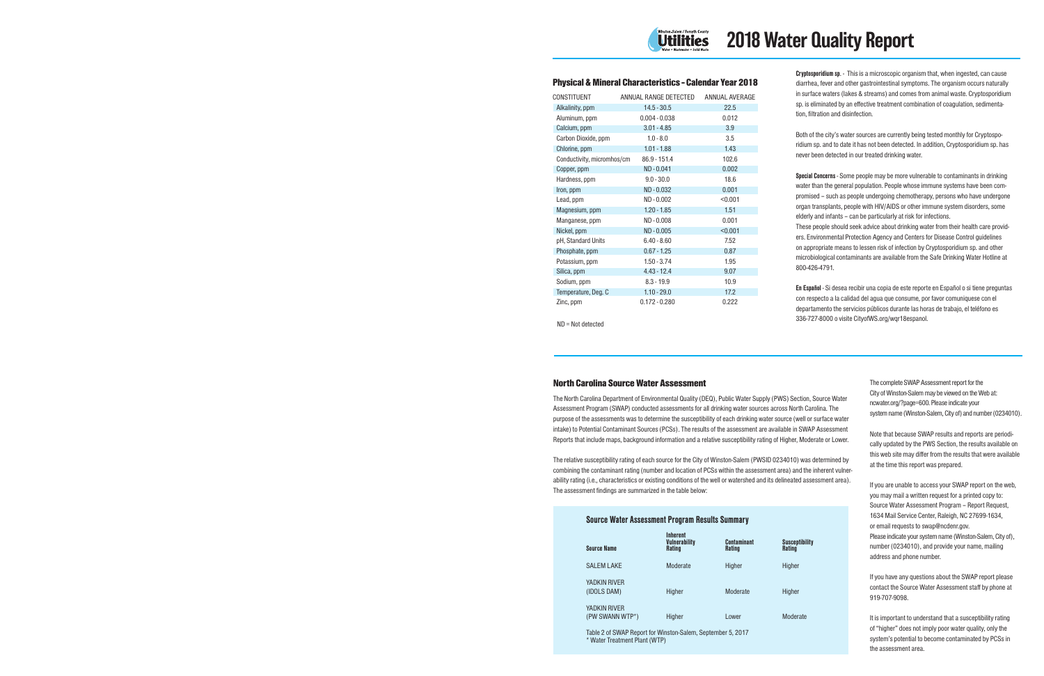# 2018 Water Quality Report

## Physical & Mineral Characteristics - Calendar Year 2018

| CONSTITUENT | ANNUAL RANGE DETECTED | ANNUAL AVERAGE |
|---|---|---|
| Alkalinity, ppm | 14.5 - 30.5 | 22.5 |
| Aluminum, ppm | 0.004 - 0.038 | 0.012 |
| Calcium, ppm | 3.01 - 4.85 | 3.9 |
| Carbon Dioxide, ppm | 1.0 - 8.0 | 3.5 |
| Chlorine, ppm | 1.01 - 1.88 | 1.43 |
| Conductivity, micromhos/cm | 86.9 - 151.4 | 102.6 |
| Copper, ppm | ND - 0.041 | 0.002 |
| Hardness, ppm | 9.0 - 30.0 | 18.6 |
| Iron, ppm | ND - 0.032 | 0.001 |
| Lead, ppm | ND - 0.002 | <0.001 |
| Magnesium, ppm | 1.20 - 1.85 | 1.51 |
| Manganese, ppm | ND - 0.008 | 0.001 |
| Nickel, ppm | ND - 0.005 | <0.001 |
| pH, Standard Units | 6.40 - 8.60 | 7.52 |
| Phosphate, ppm | 0.67 - 1.25 | 0.87 |
| Potassium, ppm | 1.50 - 3.74 | 1.95 |
| Silica, ppm | 4.43 - 12.4 | 9.07 |
| Sodium, ppm | 8.3 - 19.9 | 10.9 |
| Temperature, Deg. C | 1.10 - 29.0 | 17.2 |
| Zinc, ppm | 0.172 - 0.280 | 0.222 |

ND = Not detected

**Cryptosporidium sp.** - This is a microscopic organism that, when ingested, can cause diarrhea, fever and other gastrointestinal symptoms. The organism occurs naturally in surface waters (lakes & streams) and comes from animal waste. Cryptosporidium sp. is eliminated by an effective treatment combination of coagulation, sedimentation, filtration and disinfection.

Both of the city's water sources are currently being tested monthly for Cryptosporidium sp. and to date it has not been detected. In addition, Cryptosporidium sp. has never been detected in our treated drinking water.

**Special Concerns** - Some people may be more vulnerable to contaminants in drinking water than the general population. People whose immune systems have been compromised – such as people undergoing chemotherapy, persons who have undergone organ transplants, people with HIV/AIDS or other immune system disorders, some elderly and infants – can be particularly at risk for infections. These people should seek advice about drinking water from their health care providers. Environmental Protection Agency and Centers for Disease Control guidelines on appropriate means to lessen risk of infection by Cryptosporidium sp. and other microbiological contaminants are available from the Safe Drinking Water Hotline at 800-426-4791.

**En Español** - Si desea recibir una copia de este reporte en Español o si tiene preguntas con respecto a la calidad del agua que consume, por favor comuniquese con el departamento the servicios públicos durante las horas de trabajo, el teléfono es 336-727-8000 o visite CityofWS.org/wqr18espanol.

## North Carolina Source Water Assessment

The North Carolina Department of Environmental Quality (DEQ), Public Water Supply (PWS) Section, Source Water Assessment Program (SWAP) conducted assessments for all drinking water sources across North Carolina. The purpose of the assessments was to determine the susceptibility of each drinking water source (well or surface water intake) to Potential Contaminant Sources (PCSs). The results of the assessment are available in SWAP Assessment Reports that include maps, background information and a relative susceptibility rating of Higher, Moderate or Lower.

The relative susceptibility rating of each source for the City of Winston-Salem (PWSID 0234010) was determined by combining the contaminant rating (number and location of PCSs within the assessment area) and the inherent vulnerability rating (i.e., characteristics or existing conditions of the well or watershed and its delineated assessment area). The assessment findings are summarized in the table below:

### Source Water Assessment Program Results Summary

| Source Name | Inherent Vulnerability Rating | Contaminant Rating | Susceptibility Rating |
|---|---|---|---|
| SALEM LAKE | Moderate | Higher | Higher |
| YADKIN RIVER (IDOLS DAM) | Higher | Moderate | Higher |
| YADKIN RIVER (PW SWANN WTP*) | Higher | Lower | Moderate |

Table 2 of SWAP Report for Winston-Salem, September 5, 2017
\* Water Treatment Plant (WTP)

The complete SWAP Assessment report for the City of Winston-Salem may be viewed on the Web at: ncwater.org/?page=600. Please indicate your system name (Winston-Salem, City of) and number (0234010).

Note that because SWAP results and reports are periodically updated by the PWS Section, the results available on this web site may differ from the results that were available at the time this report was prepared.

If you are unable to access your SWAP report on the web, you may mail a written request for a printed copy to: Source Water Assessment Program – Report Request, 1634 Mail Service Center, Raleigh, NC 27699-1634, or email requests to swap@ncdenr.gov. Please indicate your system name (Winston-Salem, City of), number (0234010), and provide your name, mailing address and phone number.

If you have any questions about the SWAP report please contact the Source Water Assessment staff by phone at 919-707-9098.

It is important to understand that a susceptibility rating of "higher" does not imply poor water quality, only the system's potential to become contaminated by PCSs in the assessment area.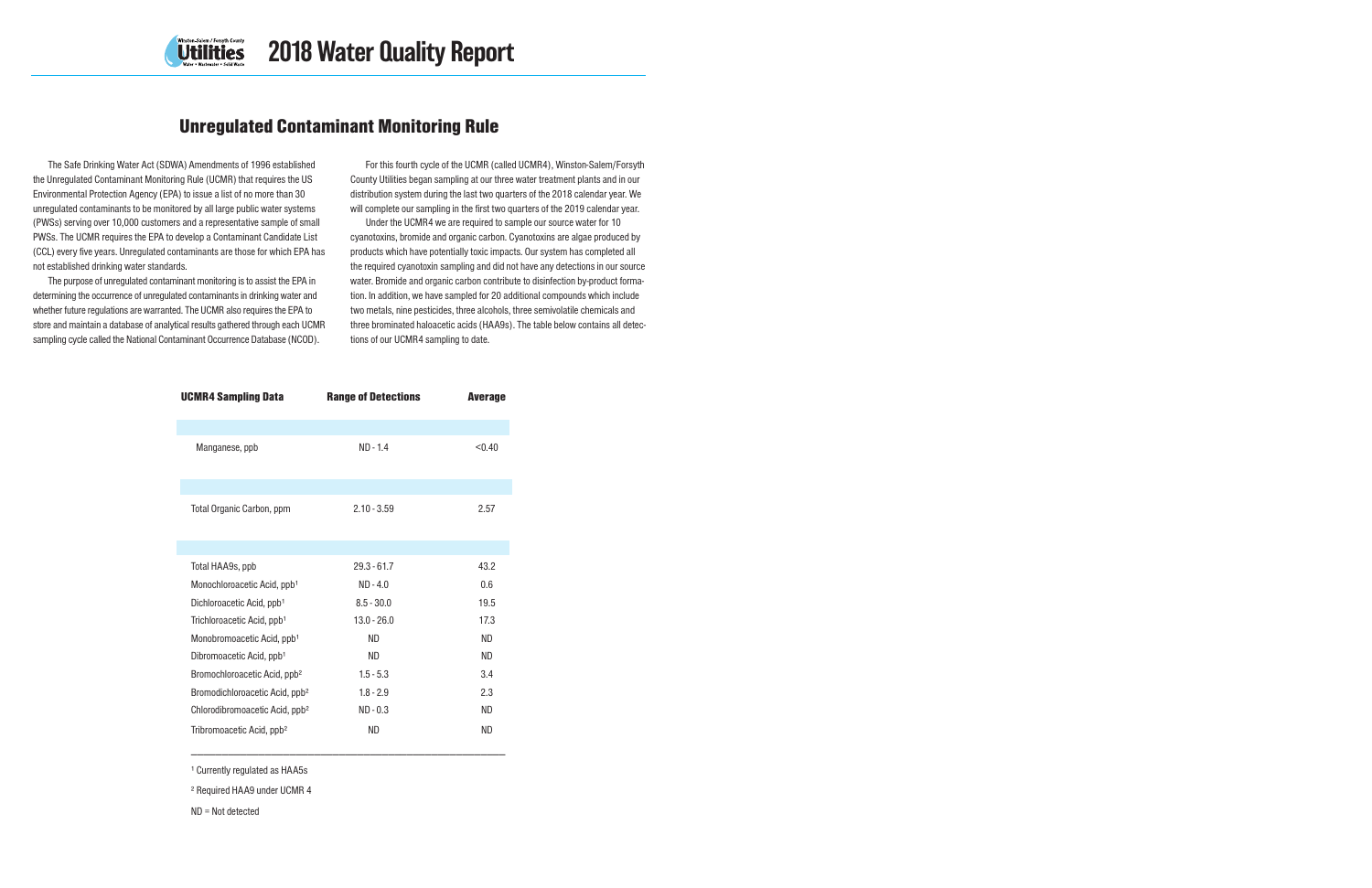# 2018 Water Quality Report

## Unregulated Contaminant Monitoring Rule

The Safe Drinking Water Act (SDWA) Amendments of 1996 established the Unregulated Contaminant Monitoring Rule (UCMR) that requires the US Environmental Protection Agency (EPA) to issue a list of no more than 30 unregulated contaminants to be monitored by all large public water systems (PWSs) serving over 10,000 customers and a representative sample of small PWSs. The UCMR requires the EPA to develop a Contaminant Candidate List (CCL) every five years. Unregulated contaminants are those for which EPA has not established drinking water standards.

The purpose of unregulated contaminant monitoring is to assist the EPA in determining the occurrence of unregulated contaminants in drinking water and whether future regulations are warranted. The UCMR also requires the EPA to store and maintain a database of analytical results gathered through each UCMR sampling cycle called the National Contaminant Occurrence Database (NCOD).

For this fourth cycle of the UCMR (called UCMR4), Winston-Salem/Forsyth County Utilities began sampling at our three water treatment plants and in our distribution system during the last two quarters of the 2018 calendar year. We will complete our sampling in the first two quarters of the 2019 calendar year.

Under the UCMR4 we are required to sample our source water for 10 cyanotoxins, bromide and organic carbon. Cyanotoxins are algae produced by products which have potentially toxic impacts. Our system has completed all the required cyanotoxin sampling and did not have any detections in our source water. Bromide and organic carbon contribute to disinfection by-product formation. In addition, we have sampled for 20 additional compounds which include two metals, nine pesticides, three alcohols, three semivolatile chemicals and three brominated haloacetic acids (HAA9s). The table below contains all detections of our UCMR4 sampling to date.

| UCMR4 Sampling Data | Range of Detections | Average |
|---|---|---|
| Manganese, ppb | ND - 1.4 | <0.40 |
| Total Organic Carbon, ppm | 2.10 - 3.59 | 2.57 |
| Total HAA9s, ppb | 29.3 - 61.7 | 43.2 |
| Monochloroacetic Acid, ppb[1] | ND - 4.0 | 0.6 |
| Dichloroacetic Acid, ppb[1] | 8.5 - 30.0 | 19.5 |
| Trichloroacetic Acid, ppb[1] | 13.0 - 26.0 | 17.3 |
| Monobromoacetic Acid, ppb[1] | ND | ND |
| Dibromoacetic Acid, ppb[1] | ND | ND |
| Bromochloroacetic Acid, ppb[2] | 1.5 - 5.3 | 3.4 |
| Bromodichloroacetic Acid, ppb[2] | 1.8 - 2.9 | 2.3 |
| Chlorodibromoacetic Acid, ppb[2] | ND - 0.3 | ND |
| Tribromoacetic Acid, ppb[2] | ND | ND |

[1] Currently regulated as HAA5s

[2] Required HAA9 under UCMR 4

ND = Not detected